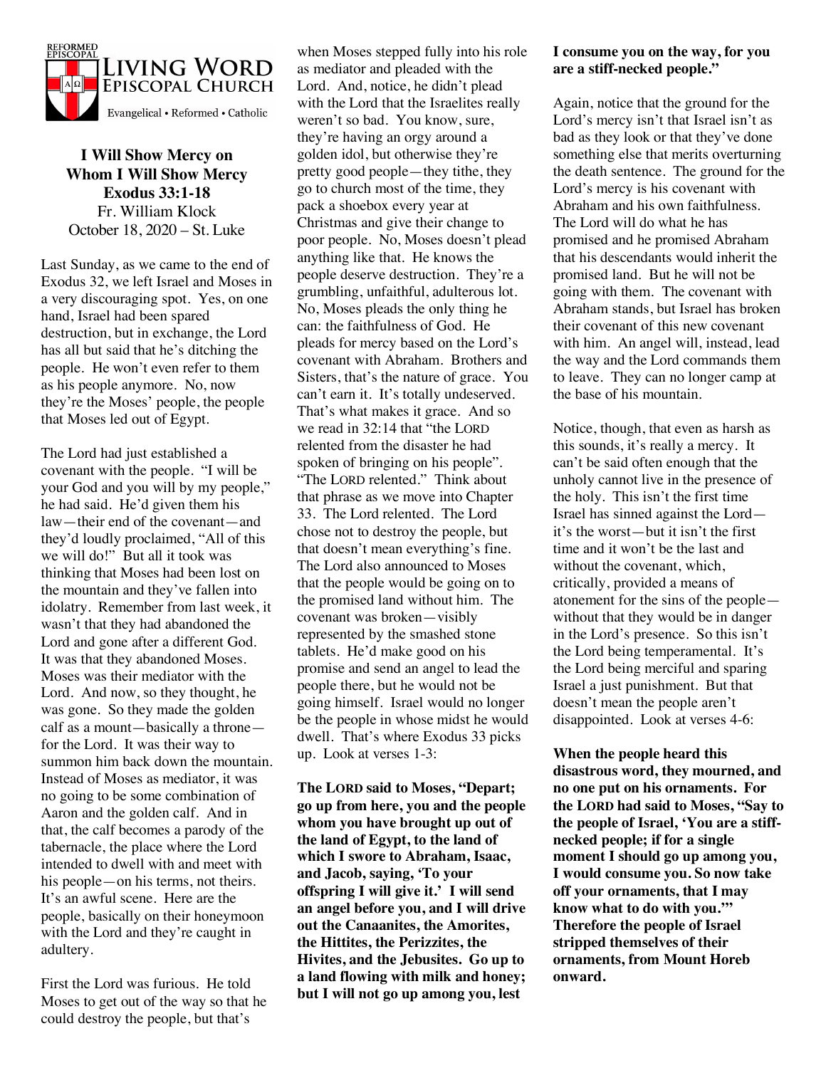REFORMED EPISCOPAL

LIVING WORD EPISCOPAL CHURCH

Evangelical • Reformed • Catholic

**I Will Show Mercy on Whom I Will Show Mercy**
**Exodus 33:1-18**
Fr. William Klock
October 18, 2020 – St. Luke

Last Sunday, as we came to the end of Exodus 32, we left Israel and Moses in a very discouraging spot. Yes, on one hand, Israel had been spared destruction, but in exchange, the Lord has all but said that he's ditching the people. He won't even refer to them as his people anymore. No, now they're the Moses' people, the people that Moses led out of Egypt.

The Lord had just established a covenant with the people. "I will be your God and you will by my people," he had said. He'd given them his law—their end of the covenant—and they'd loudly proclaimed, "All of this we will do!" But all it took was thinking that Moses had been lost on the mountain and they've fallen into idolatry. Remember from last week, it wasn't that they had abandoned the Lord and gone after a different God. It was that they abandoned Moses. Moses was their mediator with the Lord. And now, so they thought, he was gone. So they made the golden calf as a mount—basically a throne—for the Lord. It was their way to summon him back down the mountain. Instead of Moses as mediator, it was no going to be some combination of Aaron and the golden calf. And in that, the calf becomes a parody of the tabernacle, the place where the Lord intended to dwell with and meet with his people—on his terms, not theirs. It's an awful scene. Here are the people, basically on their honeymoon with the Lord and they're caught in adultery.

First the Lord was furious. He told Moses to get out of the way so that he could destroy the people, but that's when Moses stepped fully into his role as mediator and pleaded with the Lord. And, notice, he didn't plead with the Lord that the Israelites really weren't so bad. You know, sure, they're having an orgy around a golden idol, but otherwise they're pretty good people—they tithe, they go to church most of the time, they pack a shoebox every year at Christmas and give their change to poor people. No, Moses doesn't plead anything like that. He knows the people deserve destruction. They're a grumbling, unfaithful, adulterous lot. No, Moses pleads the only thing he can: the faithfulness of God. He pleads for mercy based on the Lord's covenant with Abraham. Brothers and Sisters, that's the nature of grace. You can't earn it. It's totally undeserved. That's what makes it grace. And so we read in 32:14 that "the LORD relented from the disaster he had spoken of bringing on his people". "The LORD relented." Think about that phrase as we move into Chapter 33. The Lord relented. The Lord chose not to destroy the people, but that doesn't mean everything's fine. The Lord also announced to Moses that the people would be going on to the promised land without him. The covenant was broken—visibly represented by the smashed stone tablets. He'd make good on his promise and send an angel to lead the people there, but he would not be going himself. Israel would no longer be the people in whose midst he would dwell. That's where Exodus 33 picks up. Look at verses 1-3:

**The LORD said to Moses, "Depart; go up from here, you and the people whom you have brought up out of the land of Egypt, to the land of which I swore to Abraham, Isaac, and Jacob, saying, 'To your offspring I will give it.' I will send an angel before you, and I will drive out the Canaanites, the Amorites, the Hittites, the Perizzites, the Hivites, and the Jebusites. Go up to a land flowing with milk and honey; but I will not go up among you, lest I consume you on the way, for you are a stiff-necked people."**

Again, notice that the ground for the Lord's mercy isn't that Israel isn't as bad as they look or that they've done something else that merits overturning the death sentence. The ground for the Lord's mercy is his covenant with Abraham and his own faithfulness. The Lord will do what he has promised and he promised Abraham that his descendants would inherit the promised land. But he will not be going with them. The covenant with Abraham stands, but Israel has broken their covenant of this new covenant with him. An angel will, instead, lead the way and the Lord commands them to leave. They can no longer camp at the base of his mountain.

Notice, though, that even as harsh as this sounds, it's really a mercy. It can't be said often enough that the unholy cannot live in the presence of the holy. This isn't the first time Israel has sinned against the Lord—it's the worst—but it isn't the first time and it won't be the last and without the covenant, which, critically, provided a means of atonement for the sins of the people—without that they would be in danger in the Lord's presence. So this isn't the Lord being temperamental. It's the Lord being merciful and sparing Israel a just punishment. But that doesn't mean the people aren't disappointed. Look at verses 4-6:

**When the people heard this disastrous word, they mourned, and no one put on his ornaments. For the LORD had said to Moses, "Say to the people of Israel, 'You are a stiff-necked people; if for a single moment I should go up among you, I would consume you. So now take off your ornaments, that I may know what to do with you.'" Therefore the people of Israel stripped themselves of their ornaments, from Mount Horeb onward.**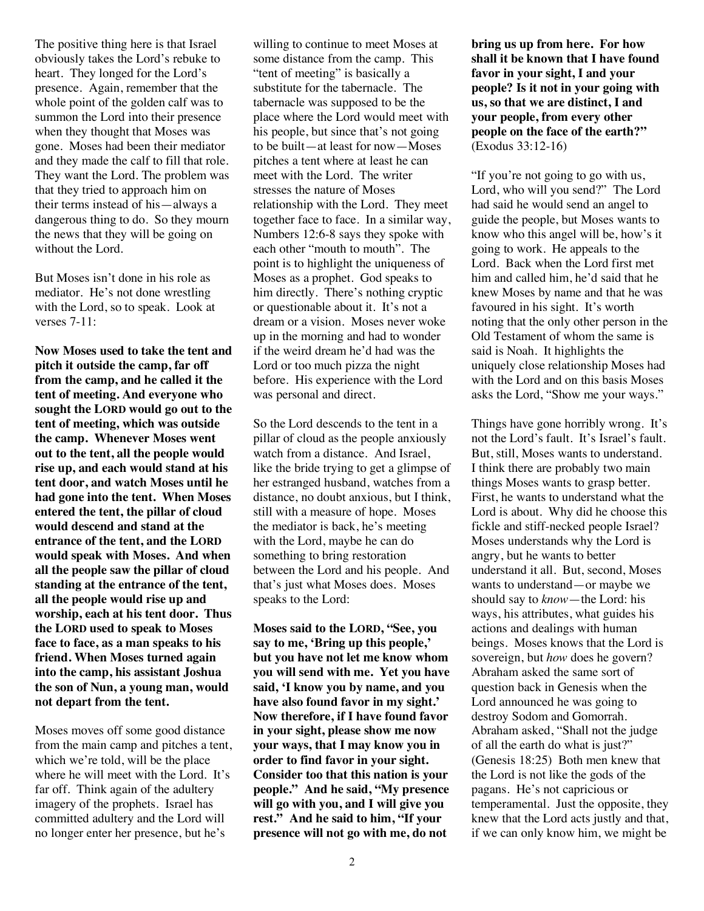The positive thing here is that Israel obviously takes the Lord's rebuke to heart. They longed for the Lord's presence. Again, remember that the whole point of the golden calf was to summon the Lord into their presence when they thought that Moses was gone. Moses had been their mediator and they made the calf to fill that role. They want the Lord. The problem was that they tried to approach him on their terms instead of his—always a dangerous thing to do. So they mourn the news that they will be going on without the Lord.

But Moses isn't done in his role as mediator. He's not done wrestling with the Lord, so to speak. Look at verses 7-11:

**Now Moses used to take the tent and pitch it outside the camp, far off from the camp, and he called it the tent of meeting. And everyone who sought the LORD would go out to the tent of meeting, which was outside the camp. Whenever Moses went out to the tent, all the people would rise up, and each would stand at his tent door, and watch Moses until he had gone into the tent. When Moses entered the tent, the pillar of cloud would descend and stand at the entrance of the tent, and the LORD would speak with Moses. And when all the people saw the pillar of cloud standing at the entrance of the tent, all the people would rise up and worship, each at his tent door. Thus the LORD used to speak to Moses face to face, as a man speaks to his friend. When Moses turned again into the camp, his assistant Joshua the son of Nun, a young man, would not depart from the tent.**

Moses moves off some good distance from the main camp and pitches a tent, which we're told, will be the place where he will meet with the Lord. It's far off. Think again of the adultery imagery of the prophets. Israel has committed adultery and the Lord will no longer enter her presence, but he's willing to continue to meet Moses at some distance from the camp. This "tent of meeting" is basically a substitute for the tabernacle. The tabernacle was supposed to be the place where the Lord would meet with his people, but since that's not going to be built—at least for now—Moses pitches a tent where at least he can meet with the Lord. The writer stresses the nature of Moses relationship with the Lord. They meet together face to face. In a similar way, Numbers 12:6-8 says they spoke with each other "mouth to mouth". The point is to highlight the uniqueness of Moses as a prophet. God speaks to him directly. There's nothing cryptic or questionable about it. It's not a dream or a vision. Moses never woke up in the morning and had to wonder if the weird dream he'd had was the Lord or too much pizza the night before. His experience with the Lord was personal and direct.

So the Lord descends to the tent in a pillar of cloud as the people anxiously watch from a distance. And Israel, like the bride trying to get a glimpse of her estranged husband, watches from a distance, no doubt anxious, but I think, still with a measure of hope. Moses the mediator is back, he's meeting with the Lord, maybe he can do something to bring restoration between the Lord and his people. And that's just what Moses does. Moses speaks to the Lord:

**Moses said to the LORD, "See, you say to me, 'Bring up this people,' but you have not let me know whom you will send with me. Yet you have said, 'I know you by name, and you have also found favor in my sight.' Now therefore, if I have found favor in your sight, please show me now your ways, that I may know you in order to find favor in your sight. Consider too that this nation is your people." And he said, "My presence will go with you, and I will give you rest." And he said to him, "If your presence will not go with me, do not bring us up from here. For how shall it be known that I have found favor in your sight, I and your people? Is it not in your going with us, so that we are distinct, I and your people, from every other people on the face of the earth?"** (Exodus 33:12-16)

"If you're not going to go with us, Lord, who will you send?" The Lord had said he would send an angel to guide the people, but Moses wants to know who this angel will be, how's it going to work. He appeals to the Lord. Back when the Lord first met him and called him, he'd said that he knew Moses by name and that he was favoured in his sight. It's worth noting that the only other person in the Old Testament of whom the same is said is Noah. It highlights the uniquely close relationship Moses had with the Lord and on this basis Moses asks the Lord, "Show me your ways."

Things have gone horribly wrong. It's not the Lord's fault. It's Israel's fault. But, still, Moses wants to understand. I think there are probably two main things Moses wants to grasp better. First, he wants to understand what the Lord is about. Why did he choose this fickle and stiff-necked people Israel? Moses understands why the Lord is angry, but he wants to better understand it all. But, second, Moses wants to understand—or maybe we should say to *know*—the Lord: his ways, his attributes, what guides his actions and dealings with human beings. Moses knows that the Lord is sovereign, but *how* does he govern? Abraham asked the same sort of question back in Genesis when the Lord announced he was going to destroy Sodom and Gomorrah. Abraham asked, "Shall not the judge of all the earth do what is just?" (Genesis 18:25) Both men knew that the Lord is not like the gods of the pagans. He's not capricious or temperamental. Just the opposite, they knew that the Lord acts justly and that, if we can only know him, we might be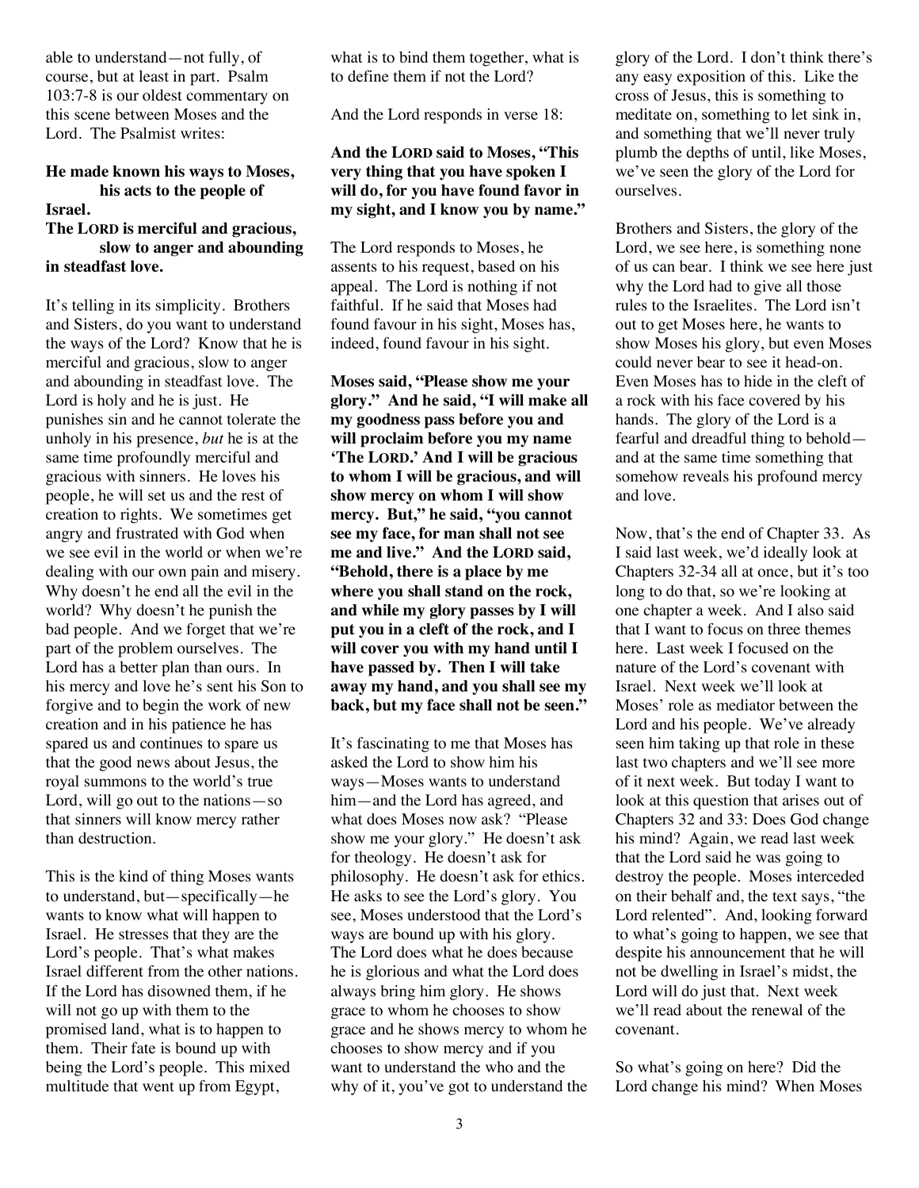able to understand—not fully, of course, but at least in part. Psalm 103:7-8 is our oldest commentary on this scene between Moses and the Lord. The Psalmist writes:

**He made known his ways to Moses,**
**his acts to the people of Israel.**
**The LORD is merciful and gracious,**
**slow to anger and abounding in steadfast love.**

It's telling in its simplicity. Brothers and Sisters, do you want to understand the ways of the Lord? Know that he is merciful and gracious, slow to anger and abounding in steadfast love. The Lord is holy and he is just. He punishes sin and he cannot tolerate the unholy in his presence, *but* he is at the same time profoundly merciful and gracious with sinners. He loves his people, he will set us and the rest of creation to rights. We sometimes get angry and frustrated with God when we see evil in the world or when we're dealing with our own pain and misery. Why doesn't he end all the evil in the world? Why doesn't he punish the bad people. And we forget that we're part of the problem ourselves. The Lord has a better plan than ours. In his mercy and love he's sent his Son to forgive and to begin the work of new creation and in his patience he has spared us and continues to spare us that the good news about Jesus, the royal summons to the world's true Lord, will go out to the nations—so that sinners will know mercy rather than destruction.

This is the kind of thing Moses wants to understand, but—specifically—he wants to know what will happen to Israel. He stresses that they are the Lord's people. That's what makes Israel different from the other nations. If the Lord has disowned them, if he will not go up with them to the promised land, what is to happen to them. Their fate is bound up with being the Lord's people. This mixed multitude that went up from Egypt, what is to bind them together, what is to define them if not the Lord?

And the Lord responds in verse 18:

**And the LORD said to Moses, "This very thing that you have spoken I will do, for you have found favor in my sight, and I know you by name."**

The Lord responds to Moses, he assents to his request, based on his appeal. The Lord is nothing if not faithful. If he said that Moses had found favour in his sight, Moses has, indeed, found favour in his sight.

**Moses said, "Please show me your glory." And he said, "I will make all my goodness pass before you and will proclaim before you my name 'The LORD.' And I will be gracious to whom I will be gracious, and will show mercy on whom I will show mercy. But," he said, "you cannot see my face, for man shall not see me and live." And the LORD said, "Behold, there is a place by me where you shall stand on the rock, and while my glory passes by I will put you in a cleft of the rock, and I will cover you with my hand until I have passed by. Then I will take away my hand, and you shall see my back, but my face shall not be seen."**

It's fascinating to me that Moses has asked the Lord to show him his ways—Moses wants to understand him—and the Lord has agreed, and what does Moses now ask? "Please show me your glory." He doesn't ask for theology. He doesn't ask for philosophy. He doesn't ask for ethics. He asks to see the Lord's glory. You see, Moses understood that the Lord's ways are bound up with his glory. The Lord does what he does because he is glorious and what the Lord does always bring him glory. He shows grace to whom he chooses to show grace and he shows mercy to whom he chooses to show mercy and if you want to understand the who and the why of it, you've got to understand the glory of the Lord. I don't think there's any easy exposition of this. Like the cross of Jesus, this is something to meditate on, something to let sink in, and something that we'll never truly plumb the depths of until, like Moses, we've seen the glory of the Lord for ourselves.

Brothers and Sisters, the glory of the Lord, we see here, is something none of us can bear. I think we see here just why the Lord had to give all those rules to the Israelites. The Lord isn't out to get Moses here, he wants to show Moses his glory, but even Moses could never bear to see it head-on. Even Moses has to hide in the cleft of a rock with his face covered by his hands. The glory of the Lord is a fearful and dreadful thing to behold—and at the same time something that somehow reveals his profound mercy and love.

Now, that's the end of Chapter 33. As I said last week, we'd ideally look at Chapters 32-34 all at once, but it's too long to do that, so we're looking at one chapter a week. And I also said that I want to focus on three themes here. Last week I focused on the nature of the Lord's covenant with Israel. Next week we'll look at Moses' role as mediator between the Lord and his people. We've already seen him taking up that role in these last two chapters and we'll see more of it next week. But today I want to look at this question that arises out of Chapters 32 and 33: Does God change his mind? Again, we read last week that the Lord said he was going to destroy the people. Moses interceded on their behalf and, the text says, "the Lord relented". And, looking forward to what's going to happen, we see that despite his announcement that he will not be dwelling in Israel's midst, the Lord will do just that. Next week we'll read about the renewal of the covenant.

So what's going on here? Did the Lord change his mind? When Moses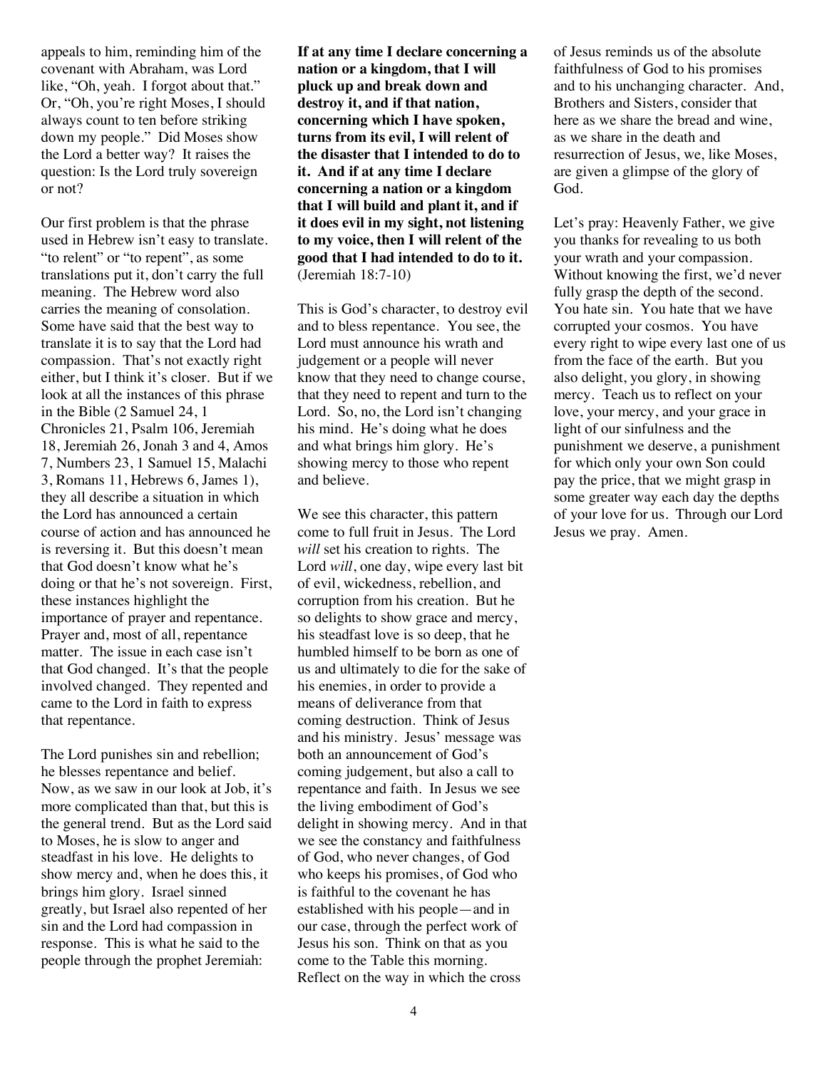appeals to him, reminding him of the covenant with Abraham, was Lord like, "Oh, yeah. I forgot about that." Or, "Oh, you're right Moses, I should always count to ten before striking down my people." Did Moses show the Lord a better way? It raises the question: Is the Lord truly sovereign or not?

Our first problem is that the phrase used in Hebrew isn't easy to translate. "to relent" or "to repent", as some translations put it, don't carry the full meaning. The Hebrew word also carries the meaning of consolation. Some have said that the best way to translate it is to say that the Lord had compassion. That's not exactly right either, but I think it's closer. But if we look at all the instances of this phrase in the Bible (2 Samuel 24, 1 Chronicles 21, Psalm 106, Jeremiah 18, Jeremiah 26, Jonah 3 and 4, Amos 7, Numbers 23, 1 Samuel 15, Malachi 3, Romans 11, Hebrews 6, James 1), they all describe a situation in which the Lord has announced a certain course of action and has announced he is reversing it. But this doesn't mean that God doesn't know what he's doing or that he's not sovereign. First, these instances highlight the importance of prayer and repentance. Prayer and, most of all, repentance matter. The issue in each case isn't that God changed. It's that the people involved changed. They repented and came to the Lord in faith to express that repentance.

The Lord punishes sin and rebellion; he blesses repentance and belief. Now, as we saw in our look at Job, it's more complicated than that, but this is the general trend. But as the Lord said to Moses, he is slow to anger and steadfast in his love. He delights to show mercy and, when he does this, it brings him glory. Israel sinned greatly, but Israel also repented of her sin and the Lord had compassion in response. This is what he said to the people through the prophet Jeremiah:

**If at any time I declare concerning a nation or a kingdom, that I will pluck up and break down and destroy it, and if that nation, concerning which I have spoken, turns from its evil, I will relent of the disaster that I intended to do to it. And if at any time I declare concerning a nation or a kingdom that I will build and plant it, and if it does evil in my sight, not listening to my voice, then I will relent of the good that I had intended to do to it.** (Jeremiah 18:7-10)

This is God's character, to destroy evil and to bless repentance. You see, the Lord must announce his wrath and judgement or a people will never know that they need to change course, that they need to repent and turn to the Lord. So, no, the Lord isn't changing his mind. He's doing what he does and what brings him glory. He's showing mercy to those who repent and believe.

We see this character, this pattern come to full fruit in Jesus. The Lord *will* set his creation to rights. The Lord *will*, one day, wipe every last bit of evil, wickedness, rebellion, and corruption from his creation. But he so delights to show grace and mercy, his steadfast love is so deep, that he humbled himself to be born as one of us and ultimately to die for the sake of his enemies, in order to provide a means of deliverance from that coming destruction. Think of Jesus and his ministry. Jesus' message was both an announcement of God's coming judgement, but also a call to repentance and faith. In Jesus we see the living embodiment of God's delight in showing mercy. And in that we see the constancy and faithfulness of God, who never changes, of God who keeps his promises, of God who is faithful to the covenant he has established with his people—and in our case, through the perfect work of Jesus his son. Think on that as you come to the Table this morning. Reflect on the way in which the cross of Jesus reminds us of the absolute faithfulness of God to his promises and to his unchanging character. And, Brothers and Sisters, consider that here as we share the bread and wine, as we share in the death and resurrection of Jesus, we, like Moses, are given a glimpse of the glory of God.

Let's pray: Heavenly Father, we give you thanks for revealing to us both your wrath and your compassion. Without knowing the first, we'd never fully grasp the depth of the second. You hate sin. You hate that we have corrupted your cosmos. You have every right to wipe every last one of us from the face of the earth. But you also delight, you glory, in showing mercy. Teach us to reflect on your love, your mercy, and your grace in light of our sinfulness and the punishment we deserve, a punishment for which only your own Son could pay the price, that we might grasp in some greater way each day the depths of your love for us. Through our Lord Jesus we pray. Amen.